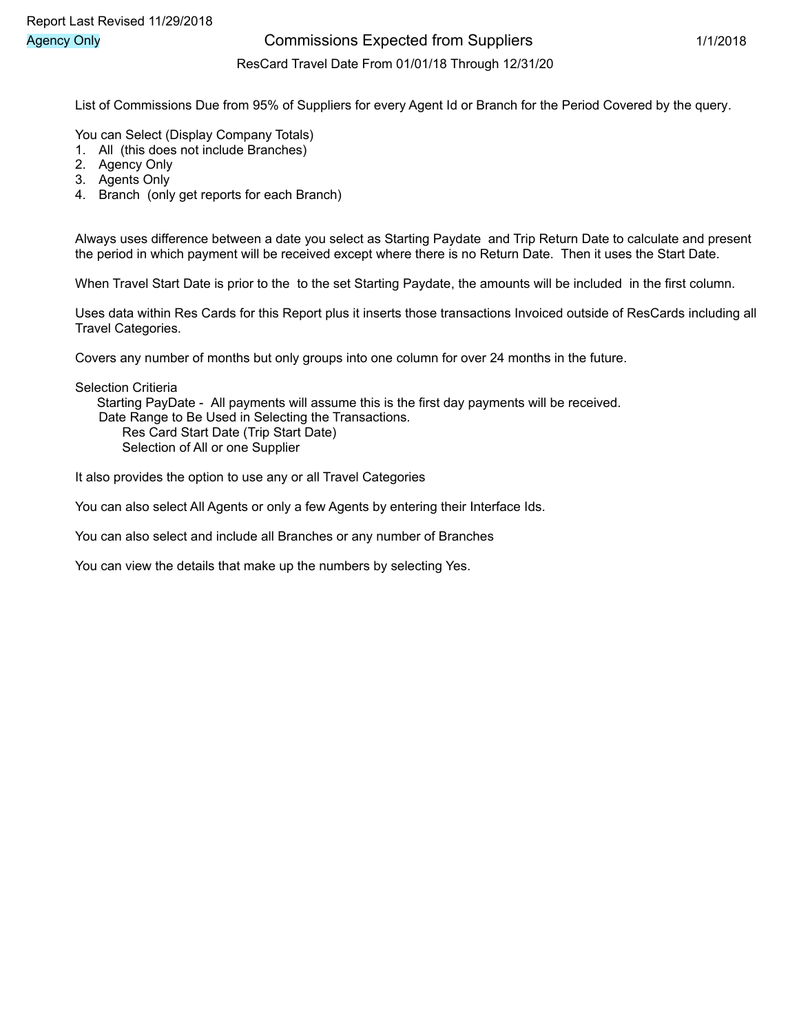Report Last Revised 11/29/2018

Agency Only

# Commissions Expected from Suppliers

1/1/2018

ResCard Travel Date From 01/01/18 Through 12/31/20

List of Commissions Due from 95% of Suppliers for every Agent Id or Branch for the Period Covered by the query.

You can Select (Display Company Totals)

1. All (this does not include Branches)
2. Agency Only
3. Agents Only
4. Branch (only get reports for each Branch)

Always uses difference between a date you select as Starting Paydate and Trip Return Date to calculate and present the period in which payment will be received except where there is no Return Date. Then it uses the Start Date.

When Travel Start Date is prior to the to the set Starting Paydate, the amounts will be included in the first column.

Uses data within Res Cards for this Report plus it inserts those transactions Invoiced outside of ResCards including all Travel Categories.

Covers any number of months but only groups into one column for over 24 months in the future.

Selection Critieria

- Starting PayDate - All payments will assume this is the first day payments will be received.
- Date Range to Be Used in Selecting the Transactions.
  - Res Card Start Date (Trip Start Date)
  - Selection of All or one Supplier

It also provides the option to use any or all Travel Categories

You can also select All Agents or only a few Agents by entering their Interface Ids.

You can also select and include all Branches or any number of Branches

You can view the details that make up the numbers by selecting Yes.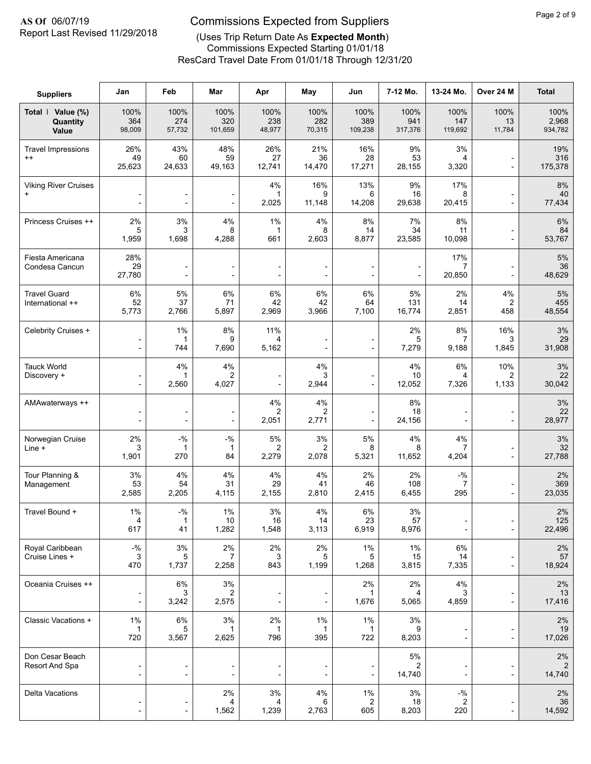**AS Of** 06/07/19
Report Last Revised 11/29/2018

# Commissions Expected from Suppliers

(Uses Trip Return Date As **Expected Month**)
Commissions Expected Starting 01/01/18
ResCard Travel Date From 01/01/18 Through 12/31/20

| Suppliers | Jan | Feb | Mar | Apr | May | Jun | 7-12 Mo. | 13-24 Mo. | Over 24 M | Total |
|---|---|---|---|---|---|---|---|---|---|---|
| **Total I Value (%) Quantity Value** | 100% 364 98,009 | 100% 274 57,732 | 100% 320 101,659 | 100% 238 48,977 | 100% 282 70,315 | 100% 389 109,238 | 100% 941 317,376 | 100% 147 119,692 | 100% 13 11,784 | 100% 2,968 934,782 |
| Travel Impressions ++ | 26% 49 25,623 | 43% 60 24,633 | 48% 59 49,163 | 26% 27 12,741 | 21% 36 14,470 | 16% 28 17,271 | 9% 53 28,155 | 3% 4 3,320 | - - | 19% 316 175,378 |
| Viking River Cruises + | - - | - - | - - | 4% 1 2,025 | 16% 9 11,148 | 13% 6 14,208 | 9% 16 29,638 | 17% 8 20,415 | - - | 8% 40 77,434 |
| Princess Cruises ++ | 2% 5 1,959 | 3% 3 1,698 | 4% 8 4,288 | 1% 1 661 | 4% 8 2,603 | 8% 14 8,877 | 7% 34 23,585 | 8% 11 10,098 | - - | 6% 84 53,767 |
| Fiesta Americana Condesa Cancun | 28% 29 27,780 | - - | - - | - - | - - | - - | - - | 17% 7 20,850 | - - | 5% 36 48,629 |
| Travel Guard International ++ | 6% 52 5,773 | 5% 37 2,766 | 6% 71 5,897 | 6% 42 2,969 | 6% 42 3,966 | 6% 64 7,100 | 5% 131 16,774 | 2% 14 2,851 | 4% 2 458 | 5% 455 48,554 |
| Celebrity Cruises + | - - | 1% 1 744 | 8% 9 7,690 | 11% 4 5,162 | - - | - - | 2% 5 7,279 | 8% 7 9,188 | 16% 3 1,845 | 3% 29 31,908 |
| Tauck World Discovery + | - - | 4% 1 2,560 | 4% 2 4,027 | - - | 4% 3 2,944 | - - | 4% 10 12,052 | 6% 4 7,326 | 10% 2 1,133 | 3% 22 30,042 |
| AMAwaterways ++ | - - | - - | - - | 4% 2 2,051 | 4% 2 2,771 | - - | 8% 18 24,156 | - - | - - | 3% 22 28,977 |
| Norwegian Cruise Line + | 2% 3 1,901 | -% 1 270 | -% 1 84 | 5% 2 2,279 | 3% 2 2,078 | 5% 8 5,321 | 4% 8 11,652 | 4% 7 4,204 | - - | 3% 32 27,788 |
| Tour Planning & Management | 3% 53 2,585 | 4% 54 2,205 | 4% 31 4,115 | 4% 29 2,155 | 4% 41 2,810 | 2% 46 2,415 | 2% 108 6,455 | -% 7 295 | - - | 2% 369 23,035 |
| Travel Bound + | 1% 4 617 | -% 1 41 | 1% 10 1,282 | 3% 16 1,548 | 4% 14 3,113 | 6% 23 6,919 | 3% 57 8,976 | - - | - - | 2% 125 22,496 |
| Royal Caribbean Cruise Lines + | -% 3 470 | 3% 5 1,737 | 2% 7 2,258 | 2% 3 843 | 2% 5 1,199 | 1% 5 1,268 | 1% 15 3,815 | 6% 14 7,335 | - - | 2% 57 18,924 |
| Oceania Cruises ++ | - - | 6% 3 3,242 | 3% 2 2,575 | - - | - - | 2% 1 1,676 | 2% 4 5,065 | 4% 3 4,859 | - - | 2% 13 17,416 |
| Classic Vacations + | 1% 1 720 | 6% 5 3,567 | 3% 1 2,625 | 2% 1 796 | 1% 1 395 | 1% 1 722 | 3% 9 8,203 | - - | - - | 2% 19 17,026 |
| Don Cesar Beach Resort And Spa | - - | - - | - - | - - | - - | - - | 5% 2 14,740 | - - | - - | 2% 2 14,740 |
| Delta Vacations | - - | - - | 2% 4 1,562 | 3% 4 1,239 | 4% 6 2,763 | 1% 2 605 | 3% 18 8,203 | -% 2 220 | - - | 2% 36 14,592 |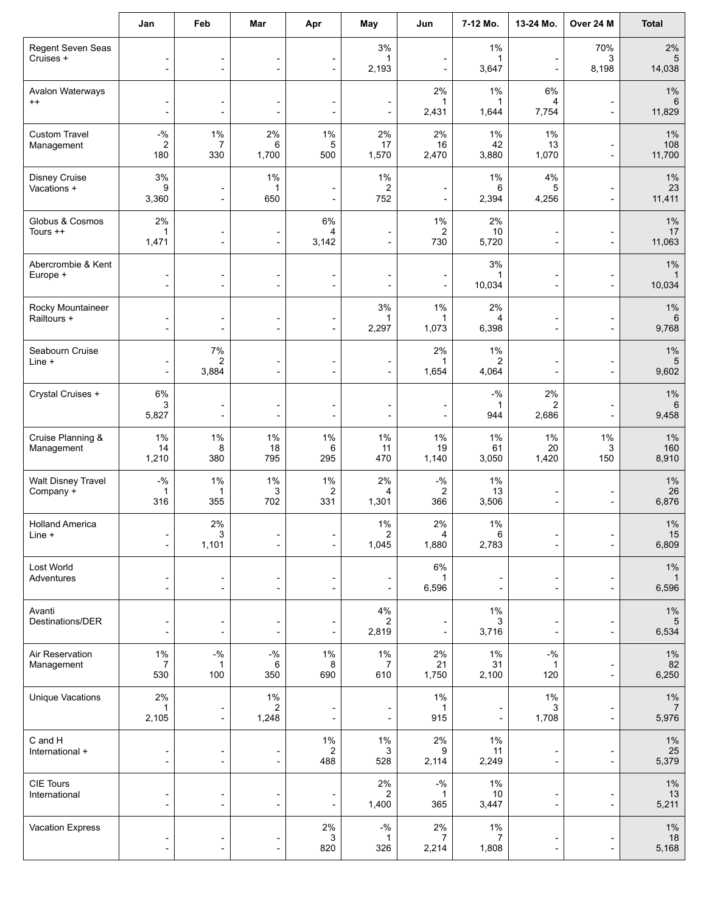| | Jan | Feb | Mar | Apr | May | Jun | 7-12 Mo. | 13-24 Mo. | Over 24 M | Total |
|---|---|---|---|---|---|---|---|---|---|---|
| Regent Seven Seas Cruises + | -<br>- | -<br>- | -<br>- | -<br>- | 3%<br>1<br>2,193 | -<br>- | 1%<br>1<br>3,647 | -<br>- | 70%<br>3<br>8,198 | 2%<br>5<br>14,038 |
| Avalon Waterways ++ | -<br>- | -<br>- | -<br>- | -<br>- | -<br>- | 2%<br>1<br>2,431 | 1%<br>1<br>1,644 | 6%<br>4<br>7,754 | -<br>- | 1%<br>6<br>11,829 |
| Custom Travel Management | -%<br>2<br>180 | 1%<br>7<br>330 | 2%<br>6<br>1,700 | 1%<br>5<br>500 | 2%<br>17<br>1,570 | 2%<br>16<br>2,470 | 1%<br>42<br>3,880 | 1%<br>13<br>1,070 | -<br>- | 1%<br>108<br>11,700 |
| Disney Cruise Vacations + | 3%<br>9<br>3,360 | -<br>- | 1%<br>1<br>650 | -<br>- | 1%<br>2<br>752 | -<br>- | 1%<br>6<br>2,394 | 4%<br>5<br>4,256 | -<br>- | 1%<br>23<br>11,411 |
| Globus & Cosmos Tours ++ | 2%<br>1<br>1,471 | -<br>- | -<br>- | 6%<br>4<br>3,142 | -<br>- | 1%<br>2<br>730 | 2%<br>10<br>5,720 | -<br>- | -<br>- | 1%<br>17<br>11,063 |
| Abercrombie & Kent Europe + | -<br>- | -<br>- | -<br>- | -<br>- | -<br>- | -<br>- | 3%<br>1<br>10,034 | -<br>- | -<br>- | 1%<br>1<br>10,034 |
| Rocky Mountaineer Railtours + | -<br>- | -<br>- | -<br>- | -<br>- | 3%<br>1<br>2,297 | 1%<br>1<br>1,073 | 2%<br>4<br>6,398 | -<br>- | -<br>- | 1%<br>6<br>9,768 |
| Seabourn Cruise Line + | -<br>- | 7%<br>2<br>3,884 | -<br>- | -<br>- | -<br>- | 2%<br>1<br>1,654 | 1%<br>2<br>4,064 | -<br>- | -<br>- | 1%<br>5<br>9,602 |
| Crystal Cruises + | 6%<br>3<br>5,827 | -<br>- | -<br>- | -<br>- | -<br>- | -<br>- | -%<br>1<br>944 | 2%<br>2<br>2,686 | -<br>- | 1%<br>6<br>9,458 |
| Cruise Planning & Management | 1%<br>14<br>1,210 | 1%<br>8<br>380 | 1%<br>18<br>795 | 1%<br>6<br>295 | 1%<br>11<br>470 | 1%<br>19<br>1,140 | 1%<br>61<br>3,050 | 1%<br>20<br>1,420 | 1%<br>3<br>150 | 1%<br>160<br>8,910 |
| Walt Disney Travel Company + | -%<br>1<br>316 | 1%<br>1<br>355 | 1%<br>3<br>702 | 1%<br>2<br>331 | 2%<br>4<br>1,301 | -%<br>2<br>366 | 1%<br>13<br>3,506 | -<br>- | -<br>- | 1%<br>26<br>6,876 |
| Holland America Line + | -<br>- | 2%<br>3<br>1,101 | -<br>- | -<br>- | 1%<br>2<br>1,045 | 2%<br>4<br>1,880 | 1%<br>6<br>2,783 | -<br>- | -<br>- | 1%<br>15<br>6,809 |
| Lost World Adventures | -<br>- | -<br>- | -<br>- | -<br>- | -<br>- | 6%<br>1<br>6,596 | -<br>- | -<br>- | -<br>- | 1%<br>1<br>6,596 |
| Avanti Destinations/DER | -<br>- | -<br>- | -<br>- | -<br>- | 4%<br>2<br>2,819 | -<br>- | 1%<br>3<br>3,716 | -<br>- | -<br>- | 1%<br>5<br>6,534 |
| Air Reservation Management | 1%<br>7<br>530 | -%<br>1<br>100 | -%<br>6<br>350 | 1%<br>8<br>690 | 1%<br>7<br>610 | 2%<br>21<br>1,750 | 1%<br>31<br>2,100 | -%<br>1<br>120 | -<br>- | 1%<br>82<br>6,250 |
| Unique Vacations | 2%<br>1<br>2,105 | -<br>- | 1%<br>2<br>1,248 | -<br>- | -<br>- | 1%<br>1<br>915 | -<br>- | 1%<br>3<br>1,708 | -<br>- | 1%<br>7<br>5,976 |
| C and H International + | -<br>- | -<br>- | -<br>- | 1%<br>2<br>488 | 1%<br>3<br>528 | 2%<br>9<br>2,114 | 1%<br>11<br>2,249 | -<br>- | -<br>- | 1%<br>25<br>5,379 |
| CIE Tours International | -<br>- | -<br>- | -<br>- | -<br>- | 2%<br>2<br>1,400 | -%<br>1<br>365 | 1%<br>10<br>3,447 | -<br>- | -<br>- | 1%<br>13<br>5,211 |
| Vacation Express | -<br>- | -<br>- | -<br>- | 2%<br>3<br>820 | -%<br>1<br>326 | 2%<br>7<br>2,214 | 1%<br>7<br>1,808 | -<br>- | -<br>- | 1%<br>18<br>5,168 |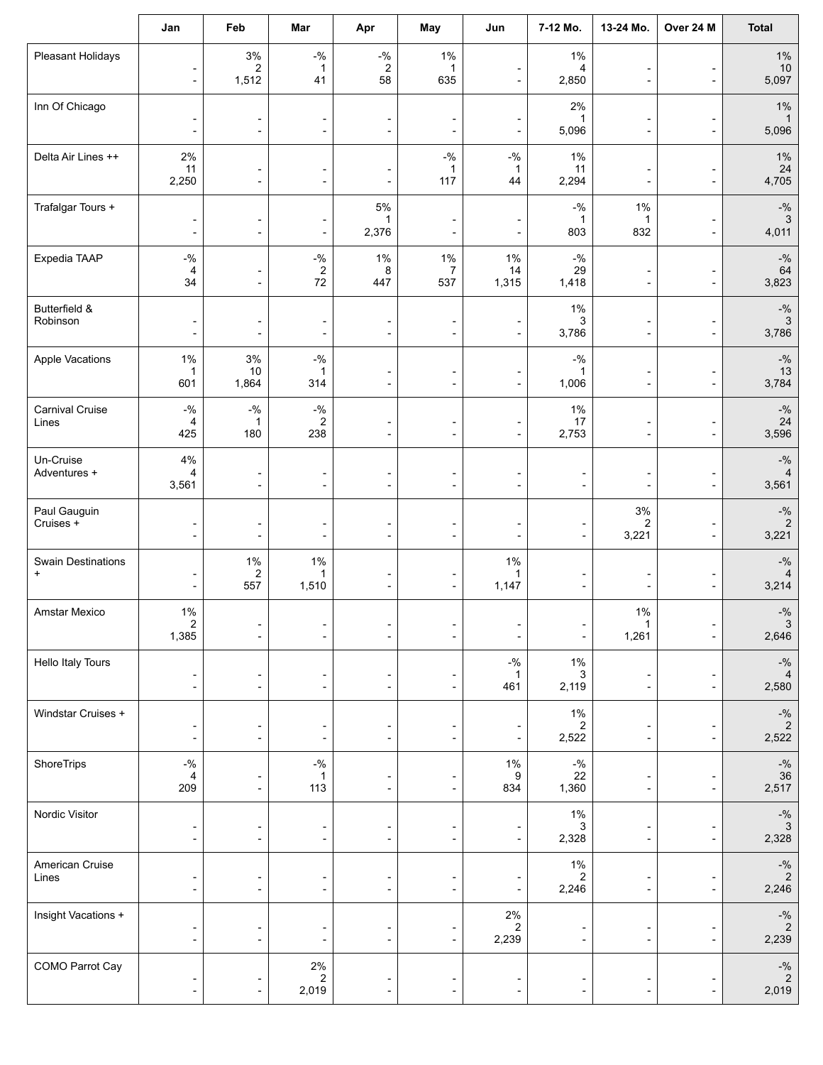| | Jan | Feb | Mar | Apr | May | Jun | 7-12 Mo. | 13-24 Mo. | Over 24 M | Total |
|---|---|---|---|---|---|---|---|---|---|---|
| Pleasant Holidays | -<br>- | 3%<br>2<br>1,512 | -%<br>1<br>41 | -%<br>2<br>58 | 1%<br>1<br>635 | -<br>- | 1%<br>4<br>2,850 | -<br>- | -<br>- | 1%<br>10<br>5,097 |
| Inn Of Chicago | -<br>- | -<br>- | -<br>- | -<br>- | -<br>- | -<br>- | 2%<br>1<br>5,096 | -<br>- | -<br>- | 1%<br>1<br>5,096 |
| Delta Air Lines ++ | 2%<br>11<br>2,250 | -<br>- | -<br>- | -<br>- | -%<br>1<br>117 | -%<br>1<br>44 | 1%<br>11<br>2,294 | -<br>- | -<br>- | 1%<br>24<br>4,705 |
| Trafalgar Tours + | -<br>- | -<br>- | -<br>- | 5%<br>1<br>2,376 | -<br>- | -<br>- | -%<br>1<br>803 | 1%<br>1<br>832 | -<br>- | -%<br>3<br>4,011 |
| Expedia TAAP | -%<br>4<br>34 | -<br>- | -%<br>2<br>72 | 1%<br>8<br>447 | 1%<br>7<br>537 | 1%<br>14<br>1,315 | -%<br>29<br>1,418 | -<br>- | -<br>- | -%<br>64<br>3,823 |
| Butterfield & Robinson | -<br>- | -<br>- | -<br>- | -<br>- | -<br>- | -<br>- | 1%<br>3<br>3,786 | -<br>- | -<br>- | -%<br>3<br>3,786 |
| Apple Vacations | 1%<br>1<br>601 | 3%<br>10<br>1,864 | -%<br>1<br>314 | -<br>- | -<br>- | -<br>- | -%<br>1<br>1,006 | -<br>- | -<br>- | -%<br>13<br>3,784 |
| Carnival Cruise Lines | -%<br>4<br>425 | -%<br>1<br>180 | -%<br>2<br>238 | -<br>- | -<br>- | -<br>- | 1%<br>17<br>2,753 | -<br>- | -<br>- | -%<br>24<br>3,596 |
| Un-Cruise Adventures + | 4%<br>4<br>3,561 | -<br>- | -<br>- | -<br>- | -<br>- | -<br>- | -<br>- | -<br>- | -<br>- | -%<br>4<br>3,561 |
| Paul Gauguin Cruises + | -<br>- | -<br>- | -<br>- | -<br>- | -<br>- | -<br>- | -<br>- | 3%<br>2<br>3,221 | -<br>- | -%<br>2<br>3,221 |
| Swain Destinations + | -<br>- | 1%<br>2<br>557 | 1%<br>1<br>1,510 | -<br>- | -<br>- | 1%<br>1<br>1,147 | -<br>- | -<br>- | -<br>- | -%<br>4<br>3,214 |
| Amstar Mexico | 1%<br>2<br>1,385 | -<br>- | -<br>- | -<br>- | -<br>- | -<br>- | -<br>- | 1%<br>1<br>1,261 | -<br>- | -%<br>3<br>2,646 |
| Hello Italy Tours | -<br>- | -<br>- | -<br>- | -<br>- | -<br>- | -%<br>1<br>461 | 1%<br>3<br>2,119 | -<br>- | -<br>- | -%<br>4<br>2,580 |
| Windstar Cruises + | -<br>- | -<br>- | -<br>- | -<br>- | -<br>- | -<br>- | 1%<br>2<br>2,522 | -<br>- | -<br>- | -%<br>2<br>2,522 |
| ShoreTrips | -%<br>4<br>209 | -<br>- | -%<br>1<br>113 | -<br>- | -<br>- | 1%<br>9<br>834 | -%<br>22<br>1,360 | -<br>- | -<br>- | -%<br>36<br>2,517 |
| Nordic Visitor | -<br>- | -<br>- | -<br>- | -<br>- | -<br>- | -<br>- | 1%<br>3<br>2,328 | -<br>- | -<br>- | -%<br>3<br>2,328 |
| American Cruise Lines | -<br>- | -<br>- | -<br>- | -<br>- | -<br>- | -<br>- | 1%<br>2<br>2,246 | -<br>- | -<br>- | -%<br>2<br>2,246 |
| Insight Vacations + | -<br>- | -<br>- | -<br>- | -<br>- | -<br>- | 2%<br>2<br>2,239 | -<br>- | -<br>- | -<br>- | -%<br>2<br>2,239 |
| COMO Parrot Cay | -<br>- | -<br>- | 2%<br>2<br>2,019 | -<br>- | -<br>- | -<br>- | -<br>- | -<br>- | -<br>- | -%<br>2<br>2,019 |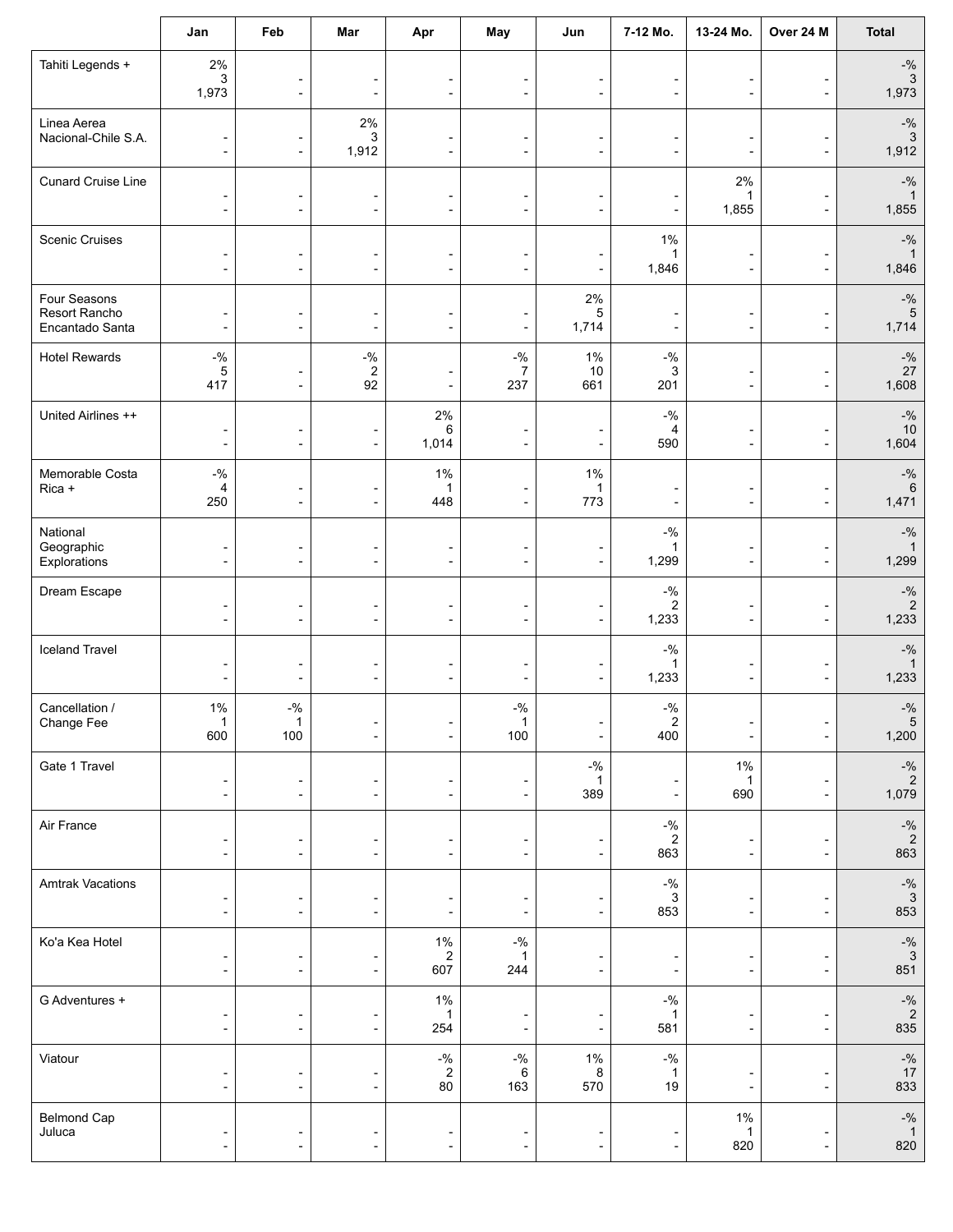| | Jan | Feb | Mar | Apr | May | Jun | 7-12 Mo. | 13-24 Mo. | Over 24 M | Total |
|---|---|---|---|---|---|---|---|---|---|---|
| Tahiti Legends + | 2%<br>3<br>1,973 | -<br>- | -<br>- | -<br>- | -<br>- | -<br>- | -<br>- | -<br>- | -<br>- | -%<br>3<br>1,973 |
| Linea Aerea Nacional-Chile S.A. | -<br>- | -<br>- | 2%<br>3<br>1,912 | -<br>- | -<br>- | -<br>- | -<br>- | -<br>- | -<br>- | -%<br>3<br>1,912 |
| Cunard Cruise Line | -<br>- | -<br>- | -<br>- | -<br>- | -<br>- | -<br>- | -<br>- | 2%<br>1<br>1,855 | -<br>- | -%<br>1<br>1,855 |
| Scenic Cruises | -<br>- | -<br>- | -<br>- | -<br>- | -<br>- | -<br>- | 1%<br>1<br>1,846 | -<br>- | -<br>- | -%<br>1<br>1,846 |
| Four Seasons Resort Rancho Encantado Santa | -<br>- | -<br>- | -<br>- | -<br>- | -<br>- | 2%<br>5<br>1,714 | -<br>- | -<br>- | -<br>- | -%<br>5<br>1,714 |
| Hotel Rewards | -%<br>5<br>417 | -<br>- | -%<br>2<br>92 | -<br>- | -%<br>7<br>237 | 1%<br>10<br>661 | -%<br>3<br>201 | -<br>- | -<br>- | -%<br>27<br>1,608 |
| United Airlines ++ | -<br>- | -<br>- | -<br>- | 2%<br>6<br>1,014 | -<br>- | -<br>- | -%<br>4<br>590 | -<br>- | -<br>- | -%<br>10<br>1,604 |
| Memorable Costa Rica + | -%<br>4<br>250 | -<br>- | -<br>- | 1%<br>1<br>448 | -<br>- | 1%<br>1<br>773 | -<br>- | -<br>- | -<br>- | -%<br>6<br>1,471 |
| National Geographic Explorations | -<br>- | -<br>- | -<br>- | -<br>- | -<br>- | -<br>- | -%<br>1<br>1,299 | -<br>- | -<br>- | -%<br>1<br>1,299 |
| Dream Escape | -<br>- | -<br>- | -<br>- | -<br>- | -<br>- | -<br>- | -%<br>2<br>1,233 | -<br>- | -<br>- | -%<br>2<br>1,233 |
| Iceland Travel | -<br>- | -<br>- | -<br>- | -<br>- | -<br>- | -<br>- | -%<br>1<br>1,233 | -<br>- | -<br>- | -%<br>1<br>1,233 |
| Cancellation / Change Fee | 1%<br>1<br>600 | -%<br>1<br>100 | -<br>- | -<br>- | -%<br>1<br>100 | -<br>- | -%<br>2<br>400 | -<br>- | -<br>- | -%<br>5<br>1,200 |
| Gate 1 Travel | -<br>- | -<br>- | -<br>- | -<br>- | -<br>- | -%<br>1<br>389 | -<br>- | 1%<br>1<br>690 | -<br>- | -%<br>2<br>1,079 |
| Air France | -<br>- | -<br>- | -<br>- | -<br>- | -<br>- | -<br>- | -%<br>2<br>863 | -<br>- | -<br>- | -%<br>2<br>863 |
| Amtrak Vacations | -<br>- | -<br>- | -<br>- | -<br>- | -<br>- | -<br>- | -%<br>3<br>853 | -<br>- | -<br>- | -%<br>3<br>853 |
| Ko'a Kea Hotel | -<br>- | -<br>- | -<br>- | 1%<br>2<br>607 | -%<br>1<br>244 | -<br>- | -<br>- | -<br>- | -<br>- | -%<br>3<br>851 |
| G Adventures + | -<br>- | -<br>- | -<br>- | 1%<br>1<br>254 | -<br>- | -<br>- | -%<br>1<br>581 | -<br>- | -<br>- | -%<br>2<br>835 |
| Viatour | -<br>- | -<br>- | -<br>- | -%<br>2<br>80 | -%<br>6<br>163 | 1%<br>8<br>570 | -%<br>1<br>19 | -<br>- | -<br>- | -%<br>17<br>833 |
| Belmond Cap Juluca | -<br>- | -<br>- | -<br>- | -<br>- | -<br>- | -<br>- | -<br>- | 1%<br>1<br>820 | -<br>- | -%<br>1<br>820 |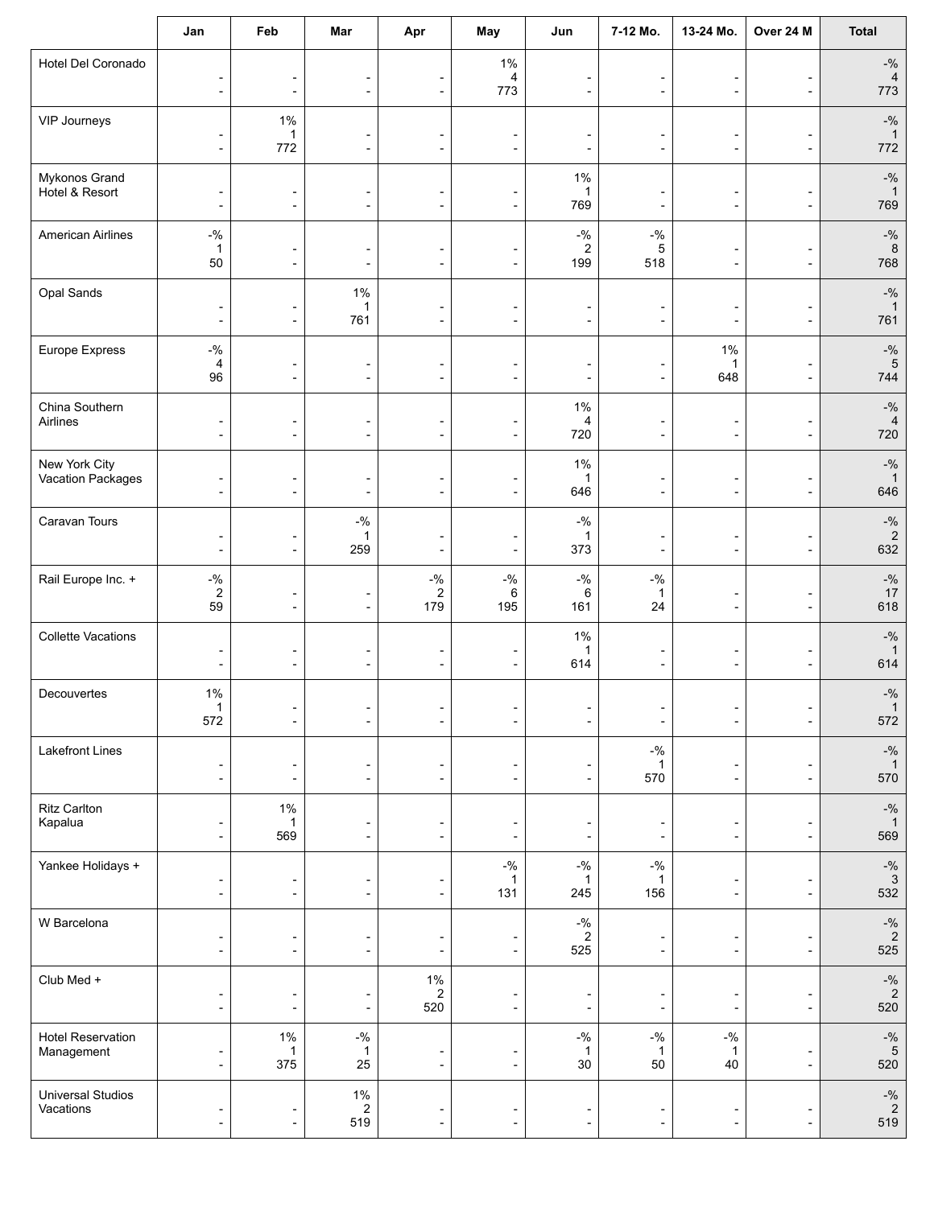| | Jan | Feb | Mar | Apr | May | Jun | 7-12 Mo. | 13-24 Mo. | Over 24 M | Total |
|---|---|---|---|---|---|---|---|---|---|---|
| Hotel Del Coronado | - - | - - | - - | - - | 1% 4 773 | - - | - - | - - | - - | -% 4 773 |
| VIP Journeys | - - | 1% 1 772 | - - | - - | - - | - - | - - | - - | - - | -% 1 772 |
| Mykonos Grand Hotel & Resort | - - | - - | - - | - - | - - | 1% 1 769 | - - | - - | - - | -% 1 769 |
| American Airlines | -% 1 50 | - - | - - | - - | - - | -% 2 199 | -% 5 518 | - - | - - | -% 8 768 |
| Opal Sands | - - | - - | 1% 1 761 | - - | - - | - - | - - | - - | - - | -% 1 761 |
| Europe Express | -% 4 96 | - - | - - | - - | - - | - - | - - | 1% 1 648 | - - | -% 5 744 |
| China Southern Airlines | - - | - - | - - | - - | - - | 1% 4 720 | - - | - - | - - | -% 4 720 |
| New York City Vacation Packages | - - | - - | - - | - - | - - | 1% 1 646 | - - | - - | - - | -% 1 646 |
| Caravan Tours | - - | - - | -% 1 259 | - - | - - | -% 1 373 | - - | - - | - - | -% 2 632 |
| Rail Europe Inc. + | -% 2 59 | - - | - - | -% 2 179 | -% 6 195 | -% 6 161 | -% 1 24 | - - | - - | -% 17 618 |
| Collette Vacations | - - | - - | - - | - - | - - | 1% 1 614 | - - | - - | - - | -% 1 614 |
| Decouvertes | 1% 1 572 | - - | - - | - - | - - | - - | - - | - - | - - | -% 1 572 |
| Lakefront Lines | - - | - - | - - | - - | - - | - - | -% 1 570 | - - | - - | -% 1 570 |
| Ritz Carlton Kapalua | - - | 1% 1 569 | - - | - - | - - | - - | - - | - - | - - | -% 1 569 |
| Yankee Holidays + | - - | - - | - - | - - | -% 1 131 | -% 1 245 | -% 1 156 | - - | - - | -% 3 532 |
| W Barcelona | - - | - - | - - | - - | - - | -% 2 525 | - - | - - | - - | -% 2 525 |
| Club Med + | - - | - - | - - | 1% 2 520 | - - | - - | - - | - - | - - | -% 2 520 |
| Hotel Reservation Management | - - | 1% 1 375 | -% 1 25 | - - | - - | -% 1 30 | -% 1 50 | -% 1 40 | - - | -% 5 520 |
| Universal Studios Vacations | - - | - - | 1% 2 519 | - - | - - | - - | - - | - - | - - | -% 2 519 |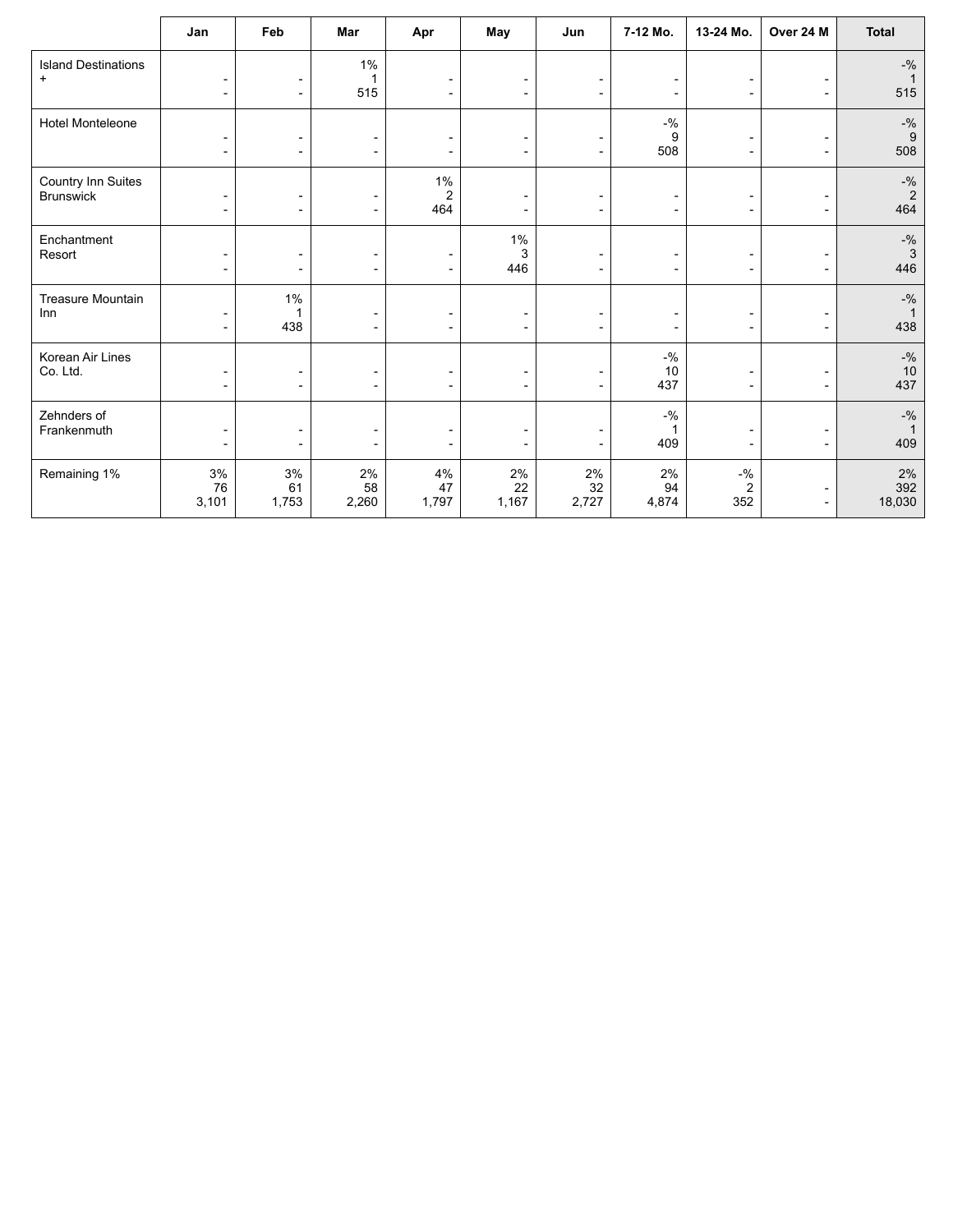| | Jan | Feb | Mar | Apr | May | Jun | 7-12 Mo. | 13-24 Mo. | Over 24 M | Total |
|---|---|---|---|---|---|---|---|---|---|---|
| Island Destinations + | -<br>- | -<br>- | 1%<br>1<br>515 | -<br>- | -<br>- | -<br>- | -<br>- | -<br>- | -<br>- | -%<br>1<br>515 |
| Hotel Monteleone | -<br>- | -<br>- | -<br>- | -<br>- | -<br>- | -<br>- | -%<br>9<br>508 | -<br>- | -<br>- | -%<br>9<br>508 |
| Country Inn Suites Brunswick | -<br>- | -<br>- | -<br>- | 1%<br>2<br>464 | -<br>- | -<br>- | -<br>- | -<br>- | -<br>- | -%<br>2<br>464 |
| Enchantment Resort | -<br>- | -<br>- | -<br>- | -<br>- | 1%<br>3<br>446 | -<br>- | -<br>- | -<br>- | -<br>- | -%<br>3<br>446 |
| Treasure Mountain Inn | -<br>- | 1%<br>1<br>438 | -<br>- | -<br>- | -<br>- | -<br>- | -<br>- | -<br>- | -<br>- | -%<br>1<br>438 |
| Korean Air Lines Co. Ltd. | -<br>- | -<br>- | -<br>- | -<br>- | -<br>- | -<br>- | -%<br>10<br>437 | -<br>- | -<br>- | -%<br>10<br>437 |
| Zehnders of Frankenmuth | -<br>- | -<br>- | -<br>- | -<br>- | -<br>- | -<br>- | -%<br>1<br>409 | -<br>- | -<br>- | -%<br>1<br>409 |
| Remaining 1% | 3%<br>76<br>3,101 | 3%<br>61<br>1,753 | 2%<br>58<br>2,260 | 4%<br>47<br>1,797 | 2%<br>22<br>1,167 | 2%<br>32<br>2,727 | 2%<br>94<br>4,874 | -%<br>2<br>352 | -<br>- | 2%<br>392<br>18,030 |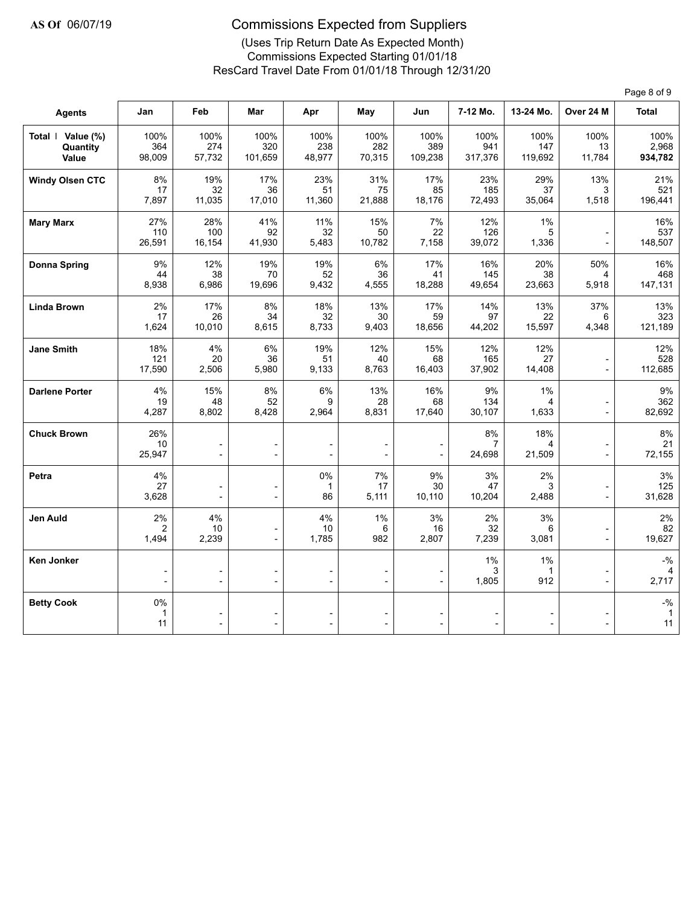**AS Of** 06/07/19

# Commissions Expected from Suppliers

(Uses Trip Return Date As Expected Month)
Commissions Expected Starting 01/01/18
ResCard Travel Date From 01/01/18 Through 12/31/20

| Agents | Jan | Feb | Mar | Apr | May | Jun | 7-12 Mo. | 13-24 Mo. | Over 24 M | Total |
|---|---|---|---|---|---|---|---|---|---|---|
| **Total** \| **Value (%)** | 100% | 100% | 100% | 100% | 100% | 100% | 100% | 100% | 100% | 100% |
| **Quantity** | 364 | 274 | 320 | 238 | 282 | 389 | 941 | 147 | 13 | 2,968 |
| **Value** | 98,009 | 57,732 | 101,659 | 48,977 | 70,315 | 109,238 | 317,376 | 119,692 | 11,784 | **934,782** |
| **Windy Olsen CTC** | 8% | 19% | 17% | 23% | 31% | 17% | 23% | 29% | 13% | 21% |
| | 17 | 32 | 36 | 51 | 75 | 85 | 185 | 37 | 3 | 521 |
| | 7,897 | 11,035 | 17,010 | 11,360 | 21,888 | 18,176 | 72,493 | 35,064 | 1,518 | 196,441 |
| **Mary Marx** | 27% | 28% | 41% | 11% | 15% | 7% | 12% | 1% | | 16% |
| | 110 | 100 | 92 | 32 | 50 | 22 | 126 | 5 | - | 537 |
| | 26,591 | 16,154 | 41,930 | 5,483 | 10,782 | 7,158 | 39,072 | 1,336 | - | 148,507 |
| **Donna Spring** | 9% | 12% | 19% | 19% | 6% | 17% | 16% | 20% | 50% | 16% |
| | 44 | 38 | 70 | 52 | 36 | 41 | 145 | 38 | 4 | 468 |
| | 8,938 | 6,986 | 19,696 | 9,432 | 4,555 | 18,288 | 49,654 | 23,663 | 5,918 | 147,131 |
| **Linda Brown** | 2% | 17% | 8% | 18% | 13% | 17% | 14% | 13% | 37% | 13% |
| | 17 | 26 | 34 | 32 | 30 | 59 | 97 | 22 | 6 | 323 |
| | 1,624 | 10,010 | 8,615 | 8,733 | 9,403 | 18,656 | 44,202 | 15,597 | 4,348 | 121,189 |
| **Jane Smith** | 18% | 4% | 6% | 19% | 12% | 15% | 12% | 12% | | 12% |
| | 121 | 20 | 36 | 51 | 40 | 68 | 165 | 27 | - | 528 |
| | 17,590 | 2,506 | 5,980 | 9,133 | 8,763 | 16,403 | 37,902 | 14,408 | - | 112,685 |
| **Darlene Porter** | 4% | 15% | 8% | 6% | 13% | 16% | 9% | 1% | | 9% |
| | 19 | 48 | 52 | 9 | 28 | 68 | 134 | 4 | - | 362 |
| | 4,287 | 8,802 | 8,428 | 2,964 | 8,831 | 17,640 | 30,107 | 1,633 | - | 82,692 |
| **Chuck Brown** | 26% | | | | | | 8% | 18% | | 8% |
| | 10 | - | - | - | - | - | 7 | 4 | - | 21 |
| | 25,947 | - | - | - | - | - | 24,698 | 21,509 | - | 72,155 |
| **Petra** | 4% | | | 0% | 7% | 9% | 3% | 2% | | 3% |
| | 27 | - | - | 1 | 17 | 30 | 47 | 3 | - | 125 |
| | 3,628 | - | - | 86 | 5,111 | 10,110 | 10,204 | 2,488 | - | 31,628 |
| **Jen Auld** | 2% | 4% | | 4% | 1% | 3% | 2% | 3% | | 2% |
| | 2 | 10 | - | 10 | 6 | 16 | 32 | 6 | - | 82 |
| | 1,494 | 2,239 | - | 1,785 | 982 | 2,807 | 7,239 | 3,081 | - | 19,627 |
| **Ken Jonker** | | | | | | | 1% | 1% | | -% |
| | - | - | - | - | - | - | 3 | 1 | - | 4 |
| | - | - | - | - | - | - | 1,805 | 912 | - | 2,717 |
| **Betty Cook** | 0% | | | | | | | | | -% |
| | 1 | - | - | - | - | - | - | - | - | 1 |
| | 11 | - | - | - | - | - | - | - | - | 11 |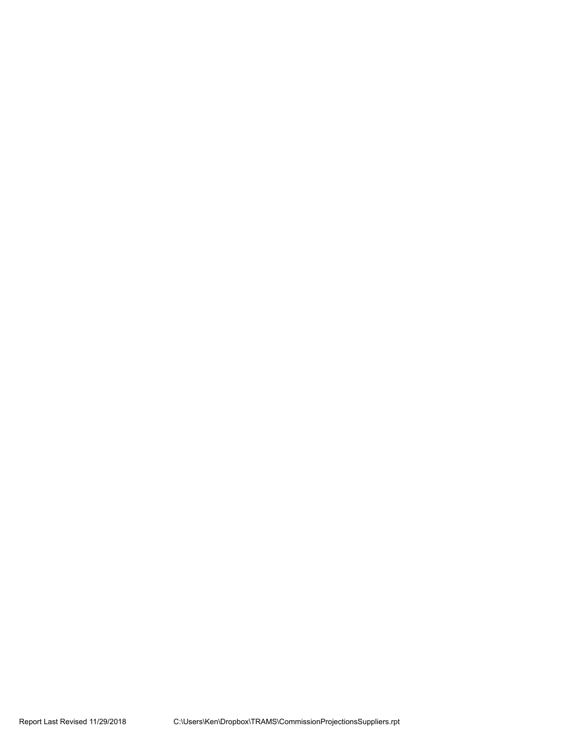Report Last Revised 11/29/2018 C:\Users\Ken\Dropbox\TRAMS\CommissionProjectionsSuppliers.rpt